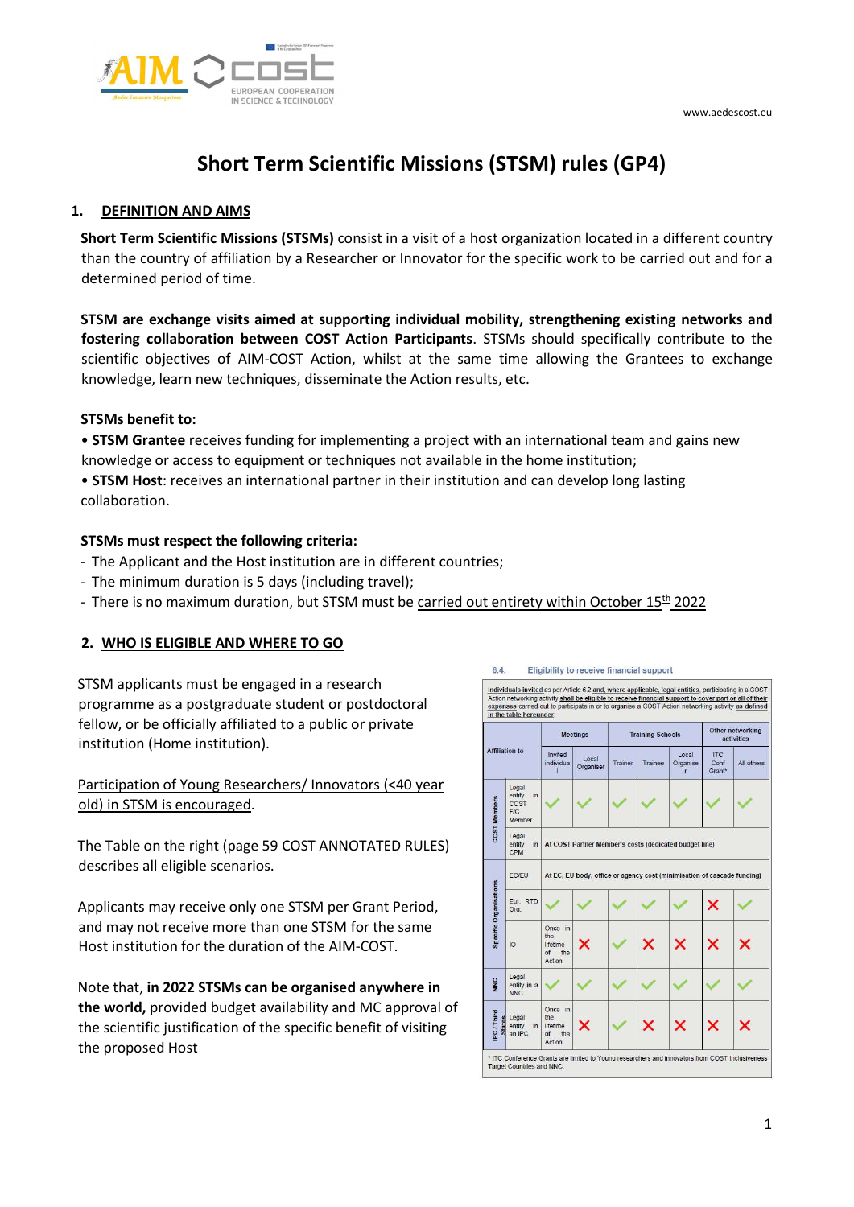# Short Term Scientific Missions (STSM) rules (GP4)

## 1. DEFINITION AND AIMS

**Short Term Scientific Missions (STSMs)** consist in a visit of a host organization located in a different country than the country of affiliation by a Researcher or Innovator for the specific work to be carried out and for a determined period of time.

**STSM are exchange visits aimed at supporting individual mobility, strengthening existing networks and fostering collaboration between COST Action Participants**. STSMs should specifically contribute to the scientific objectives of AIM-COST Action, whilst at the same time allowing the Grantees to exchange knowledge, learn new techniques, disseminate the Action results, etc.

**STSMs benefit to:**

- **STSM Grantee** receives funding for implementing a project with an international team and gains new knowledge or access to equipment or techniques not available in the home institution;
- **STSM Host**: receives an international partner in their institution and can develop long lasting collaboration.

**STSMs must respect the following criteria:**

- The Applicant and the Host institution are in different countries;
- The minimum duration is 5 days (including travel);
- There is no maximum duration, but STSM must be carried out entirety within October 15th 2022

## 2. WHO IS ELIGIBLE AND WHERE TO GO

STSM applicants must be engaged in a research programme as a postgraduate student or postdoctoral fellow, or be officially affiliated to a public or private institution (Home institution).

Participation of Young Researchers/ Innovators (<40 year old) in STSM is encouraged.

The Table on the right (page 59 COST ANNOTATED RULES) describes all eligible scenarios.

Applicants may receive only one STSM per Grant Period, and may not receive more than one STSM for the same Host institution for the duration of the AIM-COST.

Note that, **in 2022 STSMs can be organised anywhere in the world,** provided budget availability and MC approval of the scientific justification of the specific benefit of visiting the proposed Host

**6.4. Eligibility to receive financial support**

Individuals invited as per Article 6.2 and, where applicable, legal entities, participating in a COST Action networking activity shall be eligible to receive financial support to cover part or all of their expenses carried out to participate in or to organise a COST Action networking activity as defined in the table hereunder:

| Affiliation to | | Meetings | | Training Schools | | | Other networking activities | |
|---|---|---|---|---|---|---|---|---|
| | | Invited individual | Local Organiser | Trainer | Trainee | Local Organiser | ITC Conf Grant* | All others |
| COST Members | Legal entity in COST F/C Member | ✓ | ✓ | ✓ | ✓ | ✓ | ✓ | ✓ |
| COST Members | Legal entity in CPM | At COST Partner Member's costs (dedicated budget line) | | | | | | |
| Specific Organisations | EC/EU | At EC, EU body, office or agency cost (minimisation of cascade funding) | | | | | | |
| Specific Organisations | Eur. RTD Org. | ✓ | ✓ | ✓ | ✓ | ✓ | ✗ | ✓ |
| Specific Organisations | IO | Once in the lifetime of the Action | ✗ | ✓ | ✗ | ✗ | ✗ | ✗ |
| NNC | Legal entity in a NNC | ✓ | ✓ | ✓ | ✓ | ✓ | ✓ | ✓ |
| IPC / Third States | Legal entity in an IPC | Once in the lifetime of the Action | ✗ | ✓ | ✗ | ✗ | ✗ | ✗ |

\* ITC Conference Grants are limited to Young researchers and innovators from COST Inclusiveness Target Countries and NNC.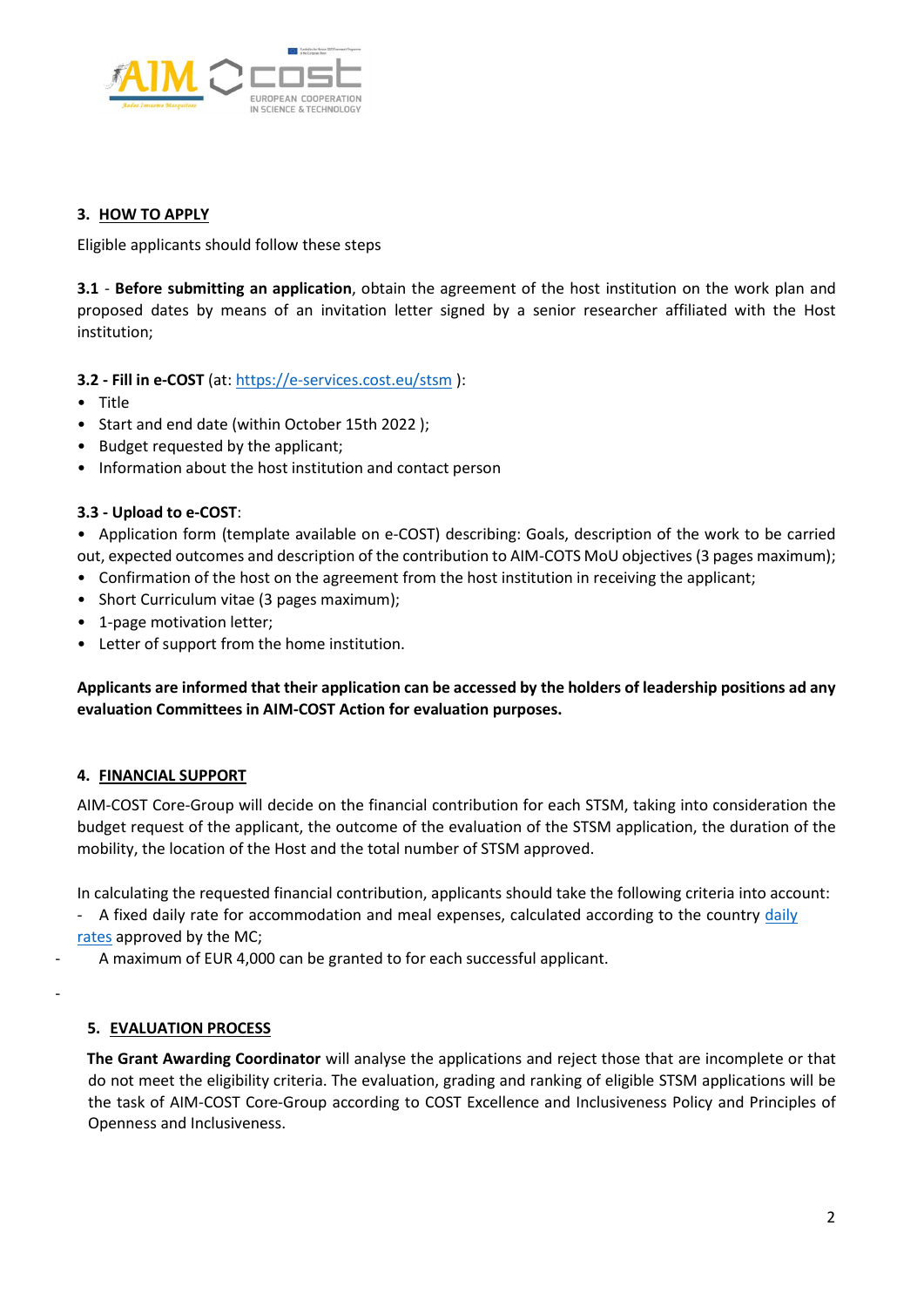## 3. HOW TO APPLY

Eligible applicants should follow these steps

**3.1** - **Before submitting an application**, obtain the agreement of the host institution on the work plan and proposed dates by means of an invitation letter signed by a senior researcher affiliated with the Host institution;

**3.2 - Fill in e-COST** (at: https://e-services.cost.eu/stsm ):

- Title
- Start and end date (within October 15th 2022 );
- Budget requested by the applicant;
- Information about the host institution and contact person

**3.3 - Upload to e-COST**:

- Application form (template available on e-COST) describing: Goals, description of the work to be carried out, expected outcomes and description of the contribution to AIM-COTS MoU objectives (3 pages maximum);
- Confirmation of the host on the agreement from the host institution in receiving the applicant;
- Short Curriculum vitae (3 pages maximum);
- 1-page motivation letter;
- Letter of support from the home institution.

**Applicants are informed that their application can be accessed by the holders of leadership positions ad any evaluation Committees in AIM-COST Action for evaluation purposes.**

## 4. FINANCIAL SUPPORT

AIM-COST Core-Group will decide on the financial contribution for each STSM, taking into consideration the budget request of the applicant, the outcome of the evaluation of the STSM application, the duration of the mobility, the location of the Host and the total number of STSM approved.

In calculating the requested financial contribution, applicants should take the following criteria into account:

- A fixed daily rate for accommodation and meal expenses, calculated according to the country daily rates approved by the MC;
- A maximum of EUR 4,000 can be granted to for each successful applicant.

## 5. EVALUATION PROCESS

**The Grant Awarding Coordinator** will analyse the applications and reject those that are incomplete or that do not meet the eligibility criteria. The evaluation, grading and ranking of eligible STSM applications will be the task of AIM-COST Core-Group according to COST Excellence and Inclusiveness Policy and Principles of Openness and Inclusiveness.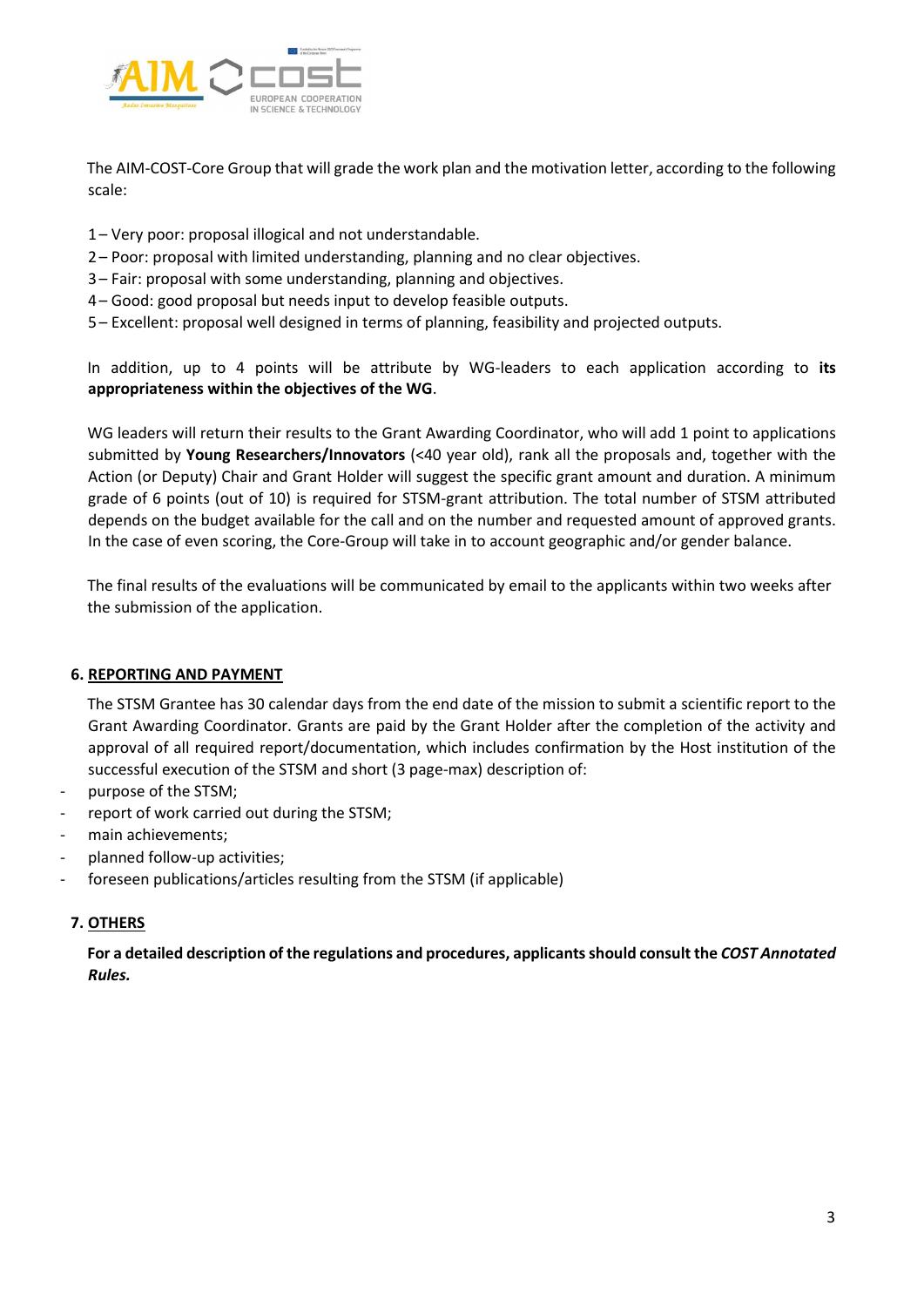The AIM-COST-Core Group that will grade the work plan and the motivation letter, according to the following scale:

1 – Very poor: proposal illogical and not understandable.
2 – Poor: proposal with limited understanding, planning and no clear objectives.
3 – Fair: proposal with some understanding, planning and objectives.
4 – Good: good proposal but needs input to develop feasible outputs.
5 – Excellent: proposal well designed in terms of planning, feasibility and projected outputs.

In addition, up to 4 points will be attribute by WG-leaders to each application according to **its appropriateness within the objectives of the WG**.

WG leaders will return their results to the Grant Awarding Coordinator, who will add 1 point to applications submitted by **Young Researchers/Innovators** (<40 year old), rank all the proposals and, together with the Action (or Deputy) Chair and Grant Holder will suggest the specific grant amount and duration. A minimum grade of 6 points (out of 10) is required for STSM-grant attribution. The total number of STSM attributed depends on the budget available for the call and on the number and requested amount of approved grants. In the case of even scoring, the Core-Group will take in to account geographic and/or gender balance.

The final results of the evaluations will be communicated by email to the applicants within two weeks after the submission of the application.

## 6. REPORTING AND PAYMENT

The STSM Grantee has 30 calendar days from the end date of the mission to submit a scientific report to the Grant Awarding Coordinator. Grants are paid by the Grant Holder after the completion of the activity and approval of all required report/documentation, which includes confirmation by the Host institution of the successful execution of the STSM and short (3 page-max) description of:

- purpose of the STSM;
- report of work carried out during the STSM;
- main achievements;
- planned follow-up activities;
- foreseen publications/articles resulting from the STSM (if applicable)

## 7. OTHERS

**For a detailed description of the regulations and procedures, applicants should consult the *COST Annotated Rules.***